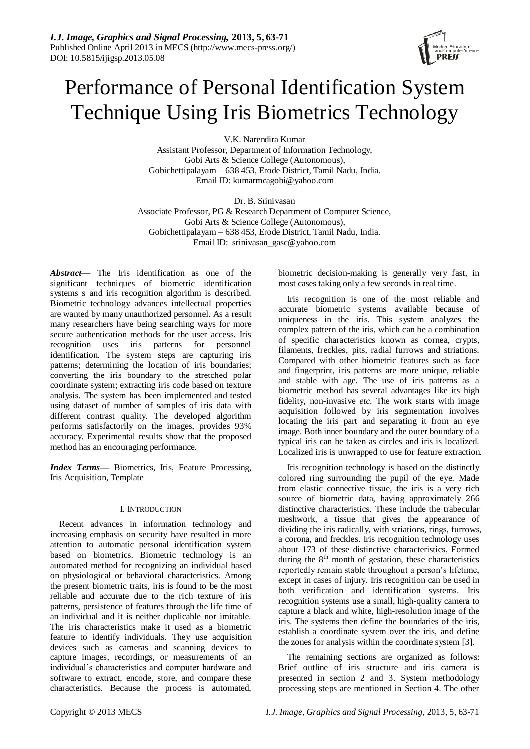# Performance of Personal Identification System Technique Using Iris Biometrics Technology

V.K. Narendira Kumar
Assistant Professor, Department of Information Technology,
Gobi Arts & Science College (Autonomous),
Gobichettipalayam – 638 453, Erode District, Tamil Nadu, India.
Email ID: kumarmcagobi@yahoo.com

Dr. B. Srinivasan
Associate Professor, PG & Research Department of Computer Science,
Gobi Arts & Science College (Autonomous),
Gobichettipalayam – 638 453, Erode District, Tamil Nadu, India.
Email ID: srinivasan_gasc@yahoo.com

***Abstract*****—** The Iris identification as one of the significant techniques of biometric identification systems s and iris recognition algorithm is described. Biometric technology advances intellectual properties are wanted by many unauthorized personnel. As a result many researchers have being searching ways for more secure authentication methods for the user access. Iris recognition uses iris patterns for personnel identification. The system steps are capturing iris patterns; determining the location of iris boundaries; converting the iris boundary to the stretched polar coordinate system; extracting iris code based on texture analysis. The system has been implemented and tested using dataset of number of samples of iris data with different contrast quality. The developed algorithm performs satisfactorily on the images, provides 93% accuracy. Experimental results show that the proposed method has an encouraging performance.

***Index Terms*****—** Biometrics, Iris, Feature Processing, Iris Acquisition, Template

## I. Introduction

Recent advances in information technology and increasing emphasis on security have resulted in more attention to automatic personal identification system based on biometrics. Biometric technology is an automated method for recognizing an individual based on physiological or behavioral characteristics. Among the present biometric traits, iris is found to be the most reliable and accurate due to the rich texture of iris patterns, persistence of features through the life time of an individual and it is neither duplicable nor imitable. The iris characteristics make it used as a biometric feature to identify individuals. They use acquisition devices such as cameras and scanning devices to capture images, recordings, or measurements of an individual's characteristics and computer hardware and software to extract, encode, store, and compare these characteristics. Because the process is automated, biometric decision-making is generally very fast, in most cases taking only a few seconds in real time.

Iris recognition is one of the most reliable and accurate biometric systems available because of uniqueness in the iris. This system analyzes the complex pattern of the iris, which can be a combination of specific characteristics known as cornea, crypts, filaments, freckles, pits, radial furrows and striations. Compared with other biometric features such as face and fingerprint, iris patterns are more unique, reliable and stable with age. The use of iris patterns as a biometric method has several advantages like its high fidelity, non-invasive *etc.* The work starts with image acquisition followed by iris segmentation involves locating the iris part and separating it from an eye image. Both inner boundary and the outer boundary of a typical iris can be taken as circles and iris is localized. Localized iris is unwrapped to use for feature extraction.

Iris recognition technology is based on the distinctly colored ring surrounding the pupil of the eye. Made from elastic connective tissue, the iris is a very rich source of biometric data, having approximately 266 distinctive characteristics. These include the trabecular meshwork, a tissue that gives the appearance of dividing the iris radically, with striations, rings, furrows, a corona, and freckles. Iris recognition technology uses about 173 of these distinctive characteristics. Formed during the 8th month of gestation, these characteristics reportedly remain stable throughout a person's lifetime, except in cases of injury. Iris recognition can be used in both verification and identification systems. Iris recognition systems use a small, high-quality camera to capture a black and white, high-resolution image of the iris. The systems then define the boundaries of the iris, establish a coordinate system over the iris, and define the zones for analysis within the coordinate system [3].

The remaining sections are organized as follows: Brief outline of iris structure and iris camera is presented in section 2 and 3. System methodology processing steps are mentioned in Section 4. The other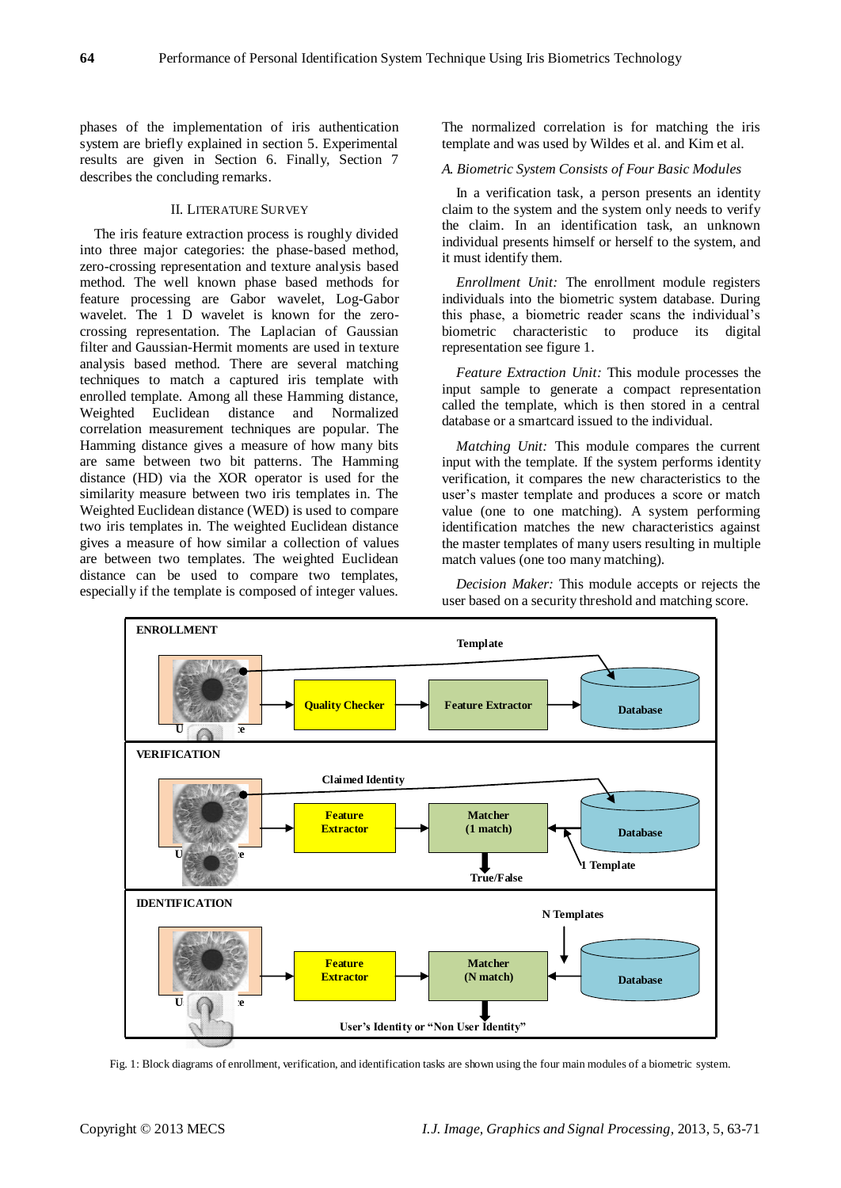phases of the implementation of iris authentication system are briefly explained in section 5. Experimental results are given in Section 6. Finally, Section 7 describes the concluding remarks.

## II. Literature Survey

The iris feature extraction process is roughly divided into three major categories: the phase-based method, zero-crossing representation and texture analysis based method. The well known phase based methods for feature processing are Gabor wavelet, Log-Gabor wavelet. The 1 D wavelet is known for the zero-crossing representation. The Laplacian of Gaussian filter and Gaussian-Hermit moments are used in texture analysis based method. There are several matching techniques to match a captured iris template with enrolled template. Among all these Hamming distance, Weighted Euclidean distance and Normalized correlation measurement techniques are popular. The Hamming distance gives a measure of how many bits are same between two bit patterns. The Hamming distance (HD) via the XOR operator is used for the similarity measure between two iris templates in. The Weighted Euclidean distance (WED) is used to compare two iris templates in. The weighted Euclidean distance gives a measure of how similar a collection of values are between two templates. The weighted Euclidean distance can be used to compare two templates, especially if the template is composed of integer values. The normalized correlation is for matching the iris template and was used by Wildes et al. and Kim et al.

### *A. Biometric System Consists of Four Basic Modules*

In a verification task, a person presents an identity claim to the system and the system only needs to verify the claim. In an identification task, an unknown individual presents himself or herself to the system, and it must identify them.

*Enrollment Unit:* The enrollment module registers individuals into the biometric system database. During this phase, a biometric reader scans the individual's biometric characteristic to produce its digital representation see figure 1.

*Feature Extraction Unit:* This module processes the input sample to generate a compact representation called the template, which is then stored in a central database or a smartcard issued to the individual.

*Matching Unit:* This module compares the current input with the template. If the system performs identity verification, it compares the new characteristics to the user's master template and produces a score or match value (one to one matching). A system performing identification matches the new characteristics against the master templates of many users resulting in multiple match values (one too many matching).

*Decision Maker:* This module accepts or rejects the user based on a security threshold and matching score.

Fig. 1: Block diagrams of enrollment, verification, and identification tasks are shown using the four main modules of a biometric system.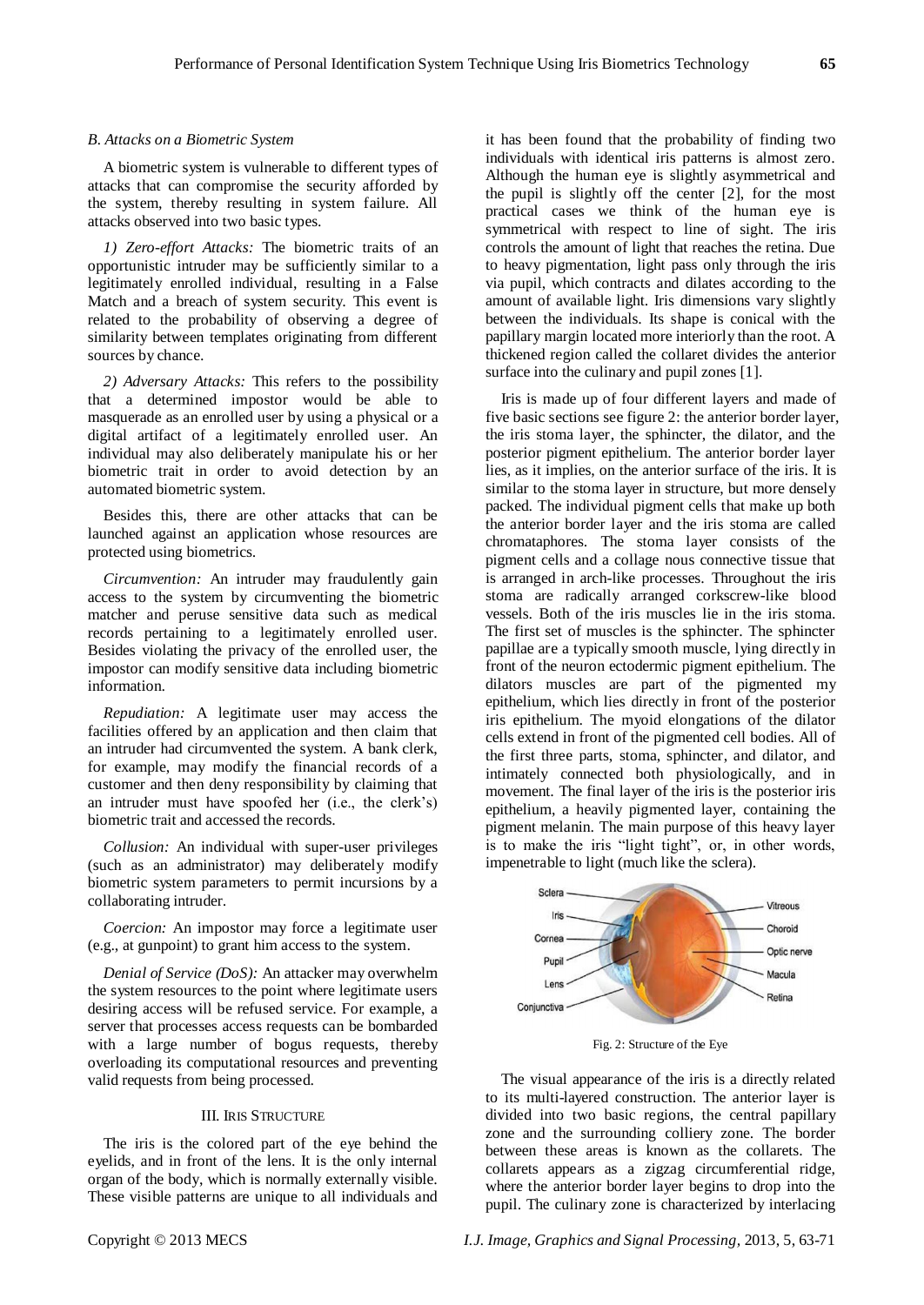### B. Attacks on a Biometric System

A biometric system is vulnerable to different types of attacks that can compromise the security afforded by the system, thereby resulting in system failure. All attacks observed into two basic types.

*1) Zero-effort Attacks:* The biometric traits of an opportunistic intruder may be sufficiently similar to a legitimately enrolled individual, resulting in a False Match and a breach of system security. This event is related to the probability of observing a degree of similarity between templates originating from different sources by chance.

*2) Adversary Attacks:* This refers to the possibility that a determined impostor would be able to masquerade as an enrolled user by using a physical or a digital artifact of a legitimately enrolled user. An individual may also deliberately manipulate his or her biometric trait in order to avoid detection by an automated biometric system.

Besides this, there are other attacks that can be launched against an application whose resources are protected using biometrics.

*Circumvention:* An intruder may fraudulently gain access to the system by circumventing the biometric matcher and peruse sensitive data such as medical records pertaining to a legitimately enrolled user. Besides violating the privacy of the enrolled user, the impostor can modify sensitive data including biometric information.

*Repudiation:* A legitimate user may access the facilities offered by an application and then claim that an intruder had circumvented the system. A bank clerk, for example, may modify the financial records of a customer and then deny responsibility by claiming that an intruder must have spoofed her (i.e., the clerk's) biometric trait and accessed the records.

*Collusion:* An individual with super-user privileges (such as an administrator) may deliberately modify biometric system parameters to permit incursions by a collaborating intruder.

*Coercion:* An impostor may force a legitimate user (e.g., at gunpoint) to grant him access to the system.

*Denial of Service (DoS):* An attacker may overwhelm the system resources to the point where legitimate users desiring access will be refused service. For example, a server that processes access requests can be bombarded with a large number of bogus requests, thereby overloading its computational resources and preventing valid requests from being processed.

## III. Iris Structure

The iris is the colored part of the eye behind the eyelids, and in front of the lens. It is the only internal organ of the body, which is normally externally visible. These visible patterns are unique to all individuals and it has been found that the probability of finding two individuals with identical iris patterns is almost zero. Although the human eye is slightly asymmetrical and the pupil is slightly off the center [2], for the most practical cases we think of the human eye is symmetrical with respect to line of sight. The iris controls the amount of light that reaches the retina. Due to heavy pigmentation, light pass only through the iris via pupil, which contracts and dilates according to the amount of available light. Iris dimensions vary slightly between the individuals. Its shape is conical with the papillary margin located more interiorly than the root. A thickened region called the collaret divides the anterior surface into the culinary and pupil zones [1].

Iris is made up of four different layers and made of five basic sections see figure 2: the anterior border layer, the iris stoma layer, the sphincter, the dilator, and the posterior pigment epithelium. The anterior border layer lies, as it implies, on the anterior surface of the iris. It is similar to the stoma layer in structure, but more densely packed. The individual pigment cells that make up both the anterior border layer and the iris stoma are called chromataphores. The stoma layer consists of the pigment cells and a collage nous connective tissue that is arranged in arch-like processes. Throughout the iris stoma are radically arranged corkscrew-like blood vessels. Both of the iris muscles lie in the iris stoma. The first set of muscles is the sphincter. The sphincter papillae are a typically smooth muscle, lying directly in front of the neuron ectodermic pigment epithelium. The dilators muscles are part of the pigmented my epithelium, which lies directly in front of the posterior iris epithelium. The myoid elongations of the dilator cells extend in front of the pigmented cell bodies. All of the first three parts, stoma, sphincter, and dilator, and intimately connected both physiologically, and in movement. The final layer of the iris is the posterior iris epithelium, a heavily pigmented layer, containing the pigment melanin. The main purpose of this heavy layer is to make the iris "light tight", or, in other words, impenetrable to light (much like the sclera).

Fig. 2: Structure of the Eye

The visual appearance of the iris is a directly related to its multi-layered construction. The anterior layer is divided into two basic regions, the central papillary zone and the surrounding colliery zone. The border between these areas is known as the collarets. The collarets appears as a zigzag circumferential ridge, where the anterior border layer begins to drop into the pupil. The culinary zone is characterized by interlacing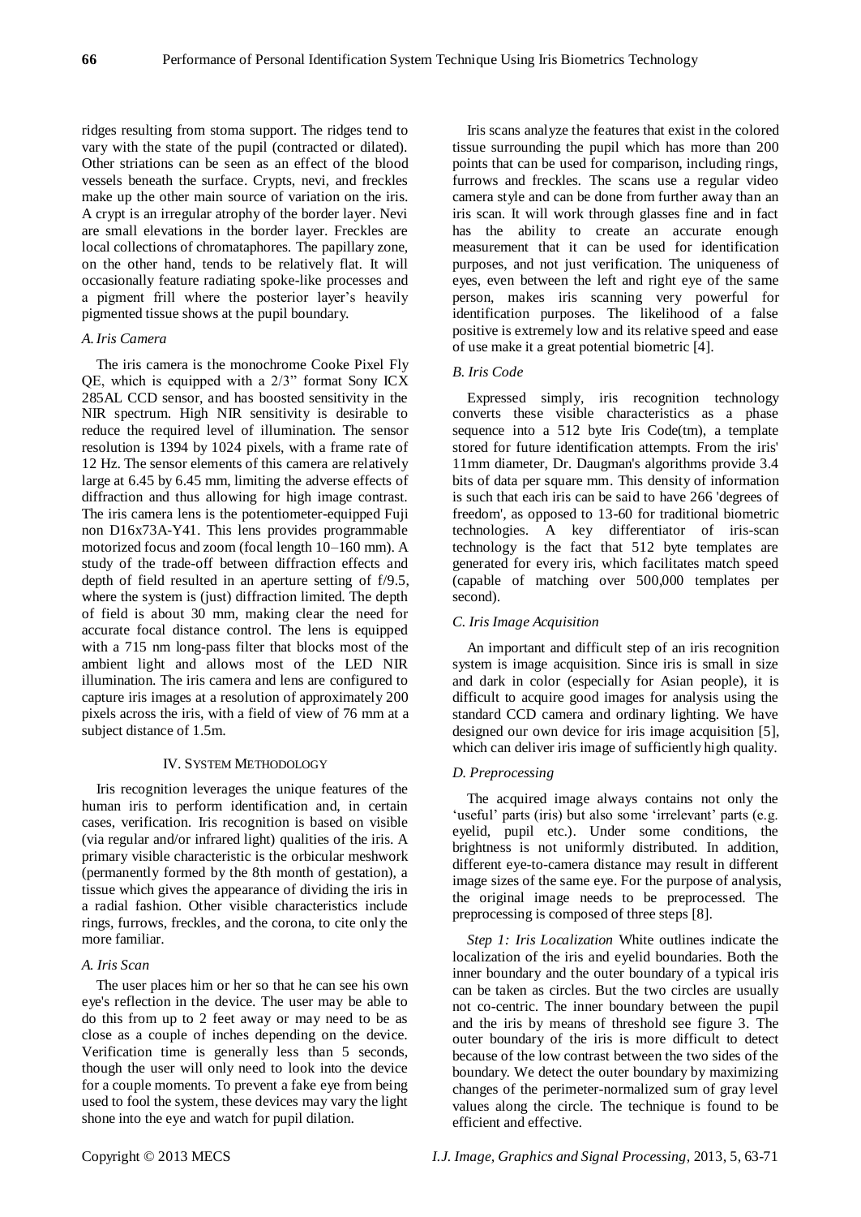ridges resulting from stoma support. The ridges tend to vary with the state of the pupil (contracted or dilated). Other striations can be seen as an effect of the blood vessels beneath the surface. Crypts, nevi, and freckles make up the other main source of variation on the iris. A crypt is an irregular atrophy of the border layer. Nevi are small elevations in the border layer. Freckles are local collections of chromataphores. The papillary zone, on the other hand, tends to be relatively flat. It will occasionally feature radiating spoke-like processes and a pigment frill where the posterior layer's heavily pigmented tissue shows at the pupil boundary.

### *A. Iris Camera*

The iris camera is the monochrome Cooke Pixel Fly QE, which is equipped with a 2/3" format Sony ICX 285AL CCD sensor, and has boosted sensitivity in the NIR spectrum. High NIR sensitivity is desirable to reduce the required level of illumination. The sensor resolution is 1394 by 1024 pixels, with a frame rate of 12 Hz. The sensor elements of this camera are relatively large at 6.45 by 6.45 mm, limiting the adverse effects of diffraction and thus allowing for high image contrast. The iris camera lens is the potentiometer-equipped Fuji non D16x73A-Y41. This lens provides programmable motorized focus and zoom (focal length 10–160 mm). A study of the trade-off between diffraction effects and depth of field resulted in an aperture setting of f/9.5, where the system is (just) diffraction limited. The depth of field is about 30 mm, making clear the need for accurate focal distance control. The lens is equipped with a 715 nm long-pass filter that blocks most of the ambient light and allows most of the LED NIR illumination. The iris camera and lens are configured to capture iris images at a resolution of approximately 200 pixels across the iris, with a field of view of 76 mm at a subject distance of 1.5m.

## IV. System Methodology

Iris recognition leverages the unique features of the human iris to perform identification and, in certain cases, verification. Iris recognition is based on visible (via regular and/or infrared light) qualities of the iris. A primary visible characteristic is the orbicular meshwork (permanently formed by the 8th month of gestation), a tissue which gives the appearance of dividing the iris in a radial fashion. Other visible characteristics include rings, furrows, freckles, and the corona, to cite only the more familiar.

### *A. Iris Scan*

The user places him or her so that he can see his own eye's reflection in the device. The user may be able to do this from up to 2 feet away or may need to be as close as a couple of inches depending on the device. Verification time is generally less than 5 seconds, though the user will only need to look into the device for a couple moments. To prevent a fake eye from being used to fool the system, these devices may vary the light shone into the eye and watch for pupil dilation.

Iris scans analyze the features that exist in the colored tissue surrounding the pupil which has more than 200 points that can be used for comparison, including rings, furrows and freckles. The scans use a regular video camera style and can be done from further away than an iris scan. It will work through glasses fine and in fact has the ability to create an accurate enough measurement that it can be used for identification purposes, and not just verification. The uniqueness of eyes, even between the left and right eye of the same person, makes iris scanning very powerful for identification purposes. The likelihood of a false positive is extremely low and its relative speed and ease of use make it a great potential biometric [4].

### *B. Iris Code*

Expressed simply, iris recognition technology converts these visible characteristics as a phase sequence into a 512 byte Iris Code(tm), a template stored for future identification attempts. From the iris' 11mm diameter, Dr. Daugman's algorithms provide 3.4 bits of data per square mm. This density of information is such that each iris can be said to have 266 'degrees of freedom', as opposed to 13-60 for traditional biometric technologies. A key differentiator of iris-scan technology is the fact that 512 byte templates are generated for every iris, which facilitates match speed (capable of matching over 500,000 templates per second).

### *C. Iris Image Acquisition*

An important and difficult step of an iris recognition system is image acquisition. Since iris is small in size and dark in color (especially for Asian people), it is difficult to acquire good images for analysis using the standard CCD camera and ordinary lighting. We have designed our own device for iris image acquisition [5], which can deliver iris image of sufficiently high quality.

### *D. Preprocessing*

The acquired image always contains not only the 'useful' parts (iris) but also some 'irrelevant' parts (e.g. eyelid, pupil etc.). Under some conditions, the brightness is not uniformly distributed. In addition, different eye-to-camera distance may result in different image sizes of the same eye. For the purpose of analysis, the original image needs to be preprocessed. The preprocessing is composed of three steps [8].

*Step 1: Iris Localization* White outlines indicate the localization of the iris and eyelid boundaries. Both the inner boundary and the outer boundary of a typical iris can be taken as circles. But the two circles are usually not co-centric. The inner boundary between the pupil and the iris by means of threshold see figure 3. The outer boundary of the iris is more difficult to detect because of the low contrast between the two sides of the boundary. We detect the outer boundary by maximizing changes of the perimeter-normalized sum of gray level values along the circle. The technique is found to be efficient and effective.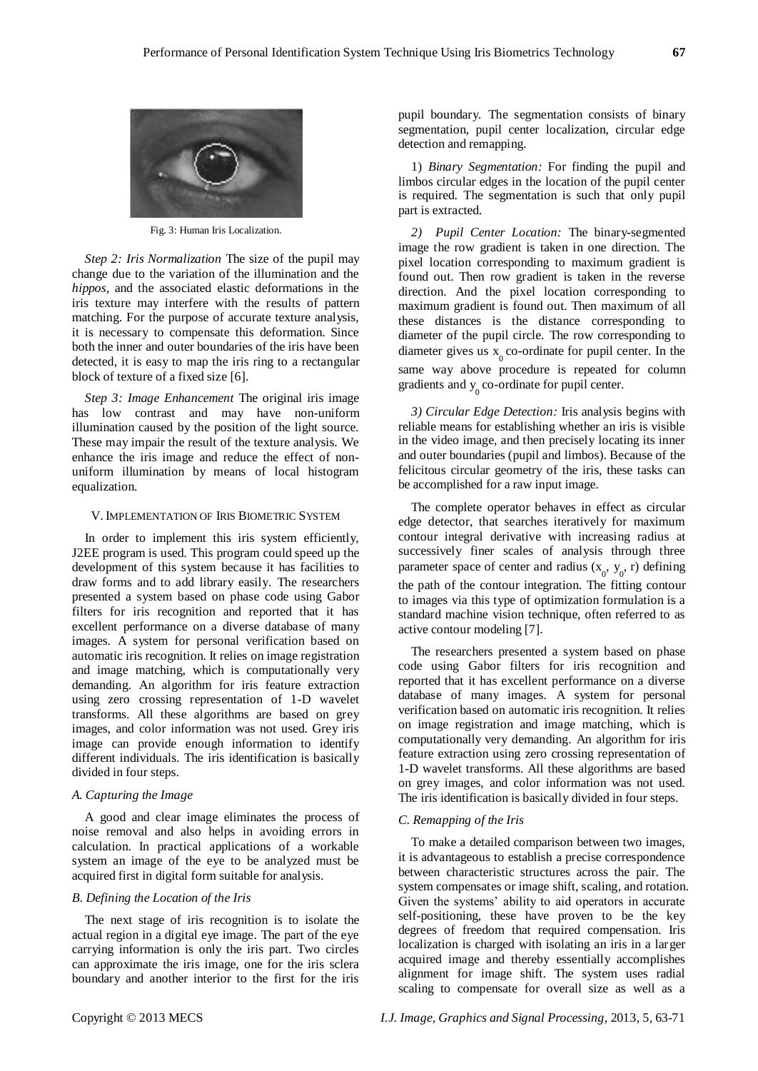Fig. 3: Human Iris Localization.

*Step 2: Iris Normalization* The size of the pupil may change due to the variation of the illumination and the *hippos,* and the associated elastic deformations in the iris texture may interfere with the results of pattern matching. For the purpose of accurate texture analysis, it is necessary to compensate this deformation. Since both the inner and outer boundaries of the iris have been detected, it is easy to map the iris ring to a rectangular block of texture of a fixed size [6].

*Step 3: Image Enhancement* The original iris image has low contrast and may have non-uniform illumination caused by the position of the light source. These may impair the result of the texture analysis. We enhance the iris image and reduce the effect of non-uniform illumination by means of local histogram equalization.

## V. Implementation of Iris Biometric System

In order to implement this iris system efficiently, J2EE program is used. This program could speed up the development of this system because it has facilities to draw forms and to add library easily. The researchers presented a system based on phase code using Gabor filters for iris recognition and reported that it has excellent performance on a diverse database of many images. A system for personal verification based on automatic iris recognition. It relies on image registration and image matching, which is computationally very demanding. An algorithm for iris feature extraction using zero crossing representation of 1-D wavelet transforms. All these algorithms are based on grey images, and color information was not used. Grey iris image can provide enough information to identify different individuals. The iris identification is basically divided in four steps.

### *A. Capturing the Image*

A good and clear image eliminates the process of noise removal and also helps in avoiding errors in calculation. In practical applications of a workable system an image of the eye to be analyzed must be acquired first in digital form suitable for analysis.

### *B. Defining the Location of the Iris*

The next stage of iris recognition is to isolate the actual region in a digital eye image. The part of the eye carrying information is only the iris part. Two circles can approximate the iris image, one for the iris sclera boundary and another interior to the first for the iris pupil boundary. The segmentation consists of binary segmentation, pupil center localization, circular edge detection and remapping.

1) *Binary Segmentation:* For finding the pupil and limbos circular edges in the location of the pupil center is required. The segmentation is such that only pupil part is extracted.

*2) Pupil Center Location:* The binary-segmented image the row gradient is taken in one direction. The pixel location corresponding to maximum gradient is found out. Then row gradient is taken in the reverse direction. And the pixel location corresponding to maximum gradient is found out. Then maximum of all these distances is the distance corresponding to diameter of the pupil circle. The row corresponding to diameter gives us $x_0$ co-ordinate for pupil center. In the same way above procedure is repeated for column gradients and $y_0$ co-ordinate for pupil center.

*3) Circular Edge Detection:* Iris analysis begins with reliable means for establishing whether an iris is visible in the video image, and then precisely locating its inner and outer boundaries (pupil and limbos). Because of the felicitous circular geometry of the iris, these tasks can be accomplished for a raw input image.

The complete operator behaves in effect as circular edge detector, that searches iteratively for maximum contour integral derivative with increasing radius at successively finer scales of analysis through three parameter space of center and radius ($x_0$, $y_0$, r) defining the path of the contour integration. The fitting contour to images via this type of optimization formulation is a standard machine vision technique, often referred to as active contour modeling [7].

The researchers presented a system based on phase code using Gabor filters for iris recognition and reported that it has excellent performance on a diverse database of many images. A system for personal verification based on automatic iris recognition. It relies on image registration and image matching, which is computationally very demanding. An algorithm for iris feature extraction using zero crossing representation of 1-D wavelet transforms. All these algorithms are based on grey images, and color information was not used. The iris identification is basically divided in four steps.

### *C. Remapping of the Iris*

To make a detailed comparison between two images, it is advantageous to establish a precise correspondence between characteristic structures across the pair. The system compensates or image shift, scaling, and rotation. Given the systems' ability to aid operators in accurate self-positioning, these have proven to be the key degrees of freedom that required compensation. Iris localization is charged with isolating an iris in a larger acquired image and thereby essentially accomplishes alignment for image shift. The system uses radial scaling to compensate for overall size as well as a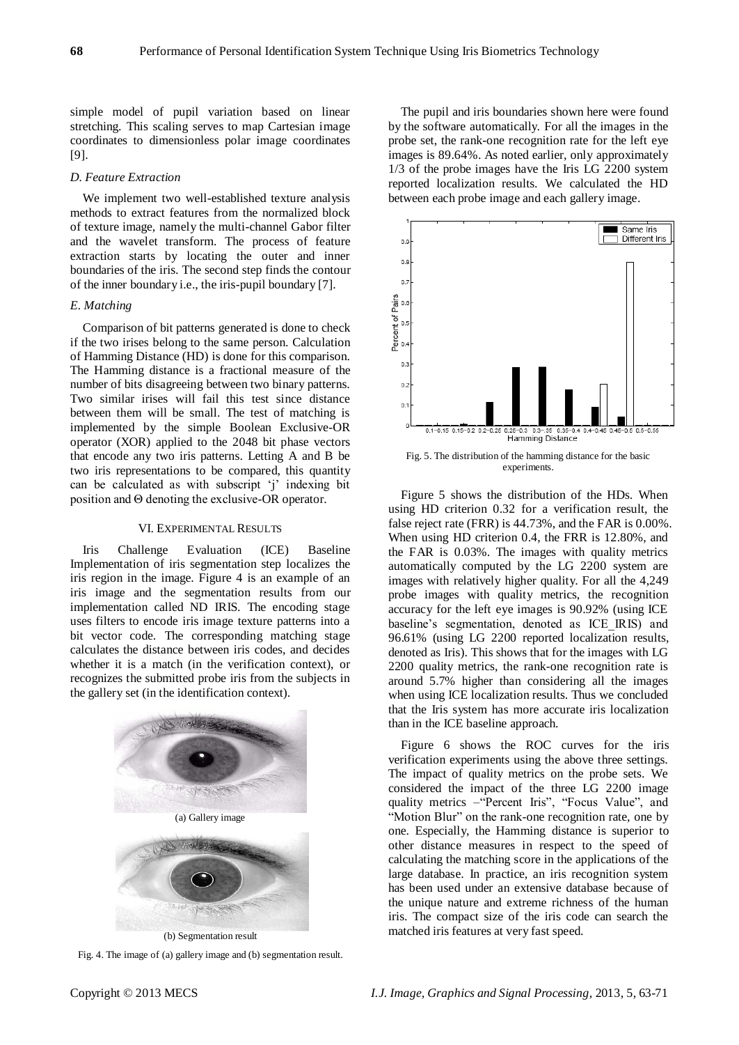simple model of pupil variation based on linear stretching. This scaling serves to map Cartesian image coordinates to dimensionless polar image coordinates [9].

### *D. Feature Extraction*

We implement two well-established texture analysis methods to extract features from the normalized block of texture image, namely the multi-channel Gabor filter and the wavelet transform. The process of feature extraction starts by locating the outer and inner boundaries of the iris. The second step finds the contour of the inner boundary i.e., the iris-pupil boundary [7].

### *E. Matching*

Comparison of bit patterns generated is done to check if the two irises belong to the same person. Calculation of Hamming Distance (HD) is done for this comparison. The Hamming distance is a fractional measure of the number of bits disagreeing between two binary patterns. Two similar irises will fail this test since distance between them will be small. The test of matching is implemented by the simple Boolean Exclusive-OR operator (XOR) applied to the 2048 bit phase vectors that encode any two iris patterns. Letting A and B be two iris representations to be compared, this quantity can be calculated as with subscript 'j' indexing bit position and Θ denoting the exclusive-OR operator.

## VI. Experimental Results

Iris Challenge Evaluation (ICE) Baseline Implementation of iris segmentation step localizes the iris region in the image. Figure 4 is an example of an iris image and the segmentation results from our implementation called ND IRIS. The encoding stage uses filters to encode iris image texture patterns into a bit vector code. The corresponding matching stage calculates the distance between iris codes, and decides whether it is a match (in the verification context), or recognizes the submitted probe iris from the subjects in the gallery set (in the identification context).

(a) Gallery image

(b) Segmentation result

Fig. 4. The image of (a) gallery image and (b) segmentation result.

The pupil and iris boundaries shown here were found by the software automatically. For all the images in the probe set, the rank-one recognition rate for the left eye images is 89.64%. As noted earlier, only approximately 1/3 of the probe images have the Iris LG 2200 system reported localization results. We calculated the HD between each probe image and each gallery image.

Fig. 5. The distribution of the hamming distance for the basic experiments.

Figure 5 shows the distribution of the HDs. When using HD criterion 0.32 for a verification result, the false reject rate (FRR) is 44.73%, and the FAR is 0.00%. When using HD criterion 0.4, the FRR is 12.80%, and the FAR is 0.03%. The images with quality metrics automatically computed by the LG 2200 system are images with relatively higher quality. For all the 4,249 probe images with quality metrics, the recognition accuracy for the left eye images is 90.92% (using ICE baseline's segmentation, denoted as ICE_IRIS) and 96.61% (using LG 2200 reported localization results, denoted as Iris). This shows that for the images with LG 2200 quality metrics, the rank-one recognition rate is around 5.7% higher than considering all the images when using ICE localization results. Thus we concluded that the Iris system has more accurate iris localization than in the ICE baseline approach.

Figure 6 shows the ROC curves for the iris verification experiments using the above three settings. The impact of quality metrics on the probe sets. We considered the impact of the three LG 2200 image quality metrics –"Percent Iris", "Focus Value", and "Motion Blur" on the rank-one recognition rate, one by one. Especially, the Hamming distance is superior to other distance measures in respect to the speed of calculating the matching score in the applications of the large database. In practice, an iris recognition system has been used under an extensive database because of the unique nature and extreme richness of the human iris. The compact size of the iris code can search the matched iris features at very fast speed.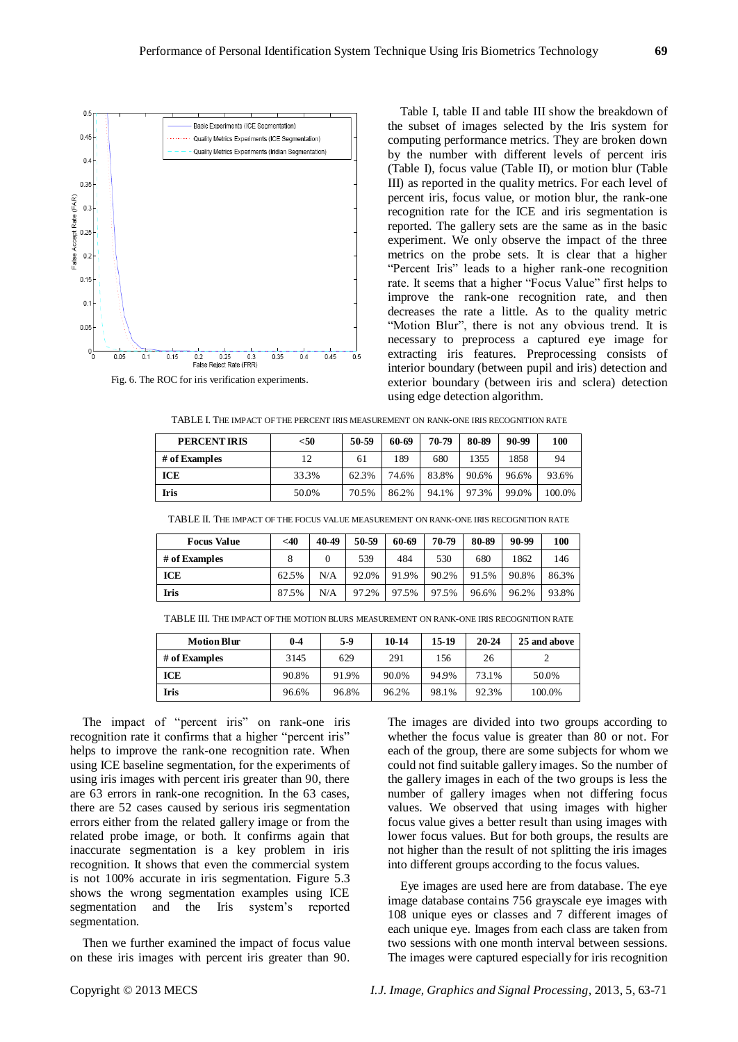Fig. 6. The ROC for iris verification experiments.

Table I, table II and table III show the breakdown of the subset of images selected by the Iris system for computing performance metrics. They are broken down by the number with different levels of percent iris (Table I), focus value (Table II), or motion blur (Table III) as reported in the quality metrics. For each level of percent iris, focus value, or motion blur, the rank-one recognition rate for the ICE and iris segmentation is reported. The gallery sets are the same as in the basic experiment. We only observe the impact of the three metrics on the probe sets. It is clear that a higher "Percent Iris" leads to a higher rank-one recognition rate. It seems that a higher "Focus Value" first helps to improve the rank-one recognition rate, and then decreases the rate a little. As to the quality metric "Motion Blur", there is not any obvious trend. It is necessary to preprocess a captured eye image for extracting iris features. Preprocessing consists of interior boundary (between pupil and iris) detection and exterior boundary (between iris and sclera) detection using edge detection algorithm.

TABLE I. THE IMPACT OF THE PERCENT IRIS MEASUREMENT ON RANK-ONE IRIS RECOGNITION RATE

| PERCENT IRIS | <50 | 50-59 | 60-69 | 70-79 | 80-89 | 90-99 | 100 |
|---|---|---|---|---|---|---|---|
| # of Examples | 12 | 61 | 189 | 680 | 1355 | 1858 | 94 |
| ICE | 33.3% | 62.3% | 74.6% | 83.8% | 90.6% | 96.6% | 93.6% |
| Iris | 50.0% | 70.5% | 86.2% | 94.1% | 97.3% | 99.0% | 100.0% |

TABLE II. THE IMPACT OF THE FOCUS VALUE MEASUREMENT ON RANK-ONE IRIS RECOGNITION RATE

| Focus Value | <40 | 40-49 | 50-59 | 60-69 | 70-79 | 80-89 | 90-99 | 100 |
|---|---|---|---|---|---|---|---|---|
| # of Examples | 8 | 0 | 539 | 484 | 530 | 680 | 1862 | 146 |
| ICE | 62.5% | N/A | 92.0% | 91.9% | 90.2% | 91.5% | 90.8% | 86.3% |
| Iris | 87.5% | N/A | 97.2% | 97.5% | 97.5% | 96.6% | 96.2% | 93.8% |

TABLE III. THE IMPACT OF THE MOTION BLURS MEASUREMENT ON RANK-ONE IRIS RECOGNITION RATE

| Motion Blur | 0-4 | 5-9 | 10-14 | 15-19 | 20-24 | 25 and above |
|---|---|---|---|---|---|---|
| # of Examples | 3145 | 629 | 291 | 156 | 26 | 2 |
| ICE | 90.8% | 91.9% | 90.0% | 94.9% | 73.1% | 50.0% |
| Iris | 96.6% | 96.8% | 96.2% | 98.1% | 92.3% | 100.0% |

The impact of "percent iris" on rank-one iris recognition rate it confirms that a higher "percent iris" helps to improve the rank-one recognition rate. When using ICE baseline segmentation, for the experiments of using iris images with percent iris greater than 90, there are 63 errors in rank-one recognition. In the 63 cases, there are 52 cases caused by serious iris segmentation errors either from the related gallery image or from the related probe image, or both. It confirms again that inaccurate segmentation is a key problem in iris recognition. It shows that even the commercial system is not 100% accurate in iris segmentation. Figure 5.3 shows the wrong segmentation examples using ICE segmentation and the Iris system's reported segmentation.

Then we further examined the impact of focus value on these iris images with percent iris greater than 90. The images are divided into two groups according to whether the focus value is greater than 80 or not. For each of the group, there are some subjects for whom we could not find suitable gallery images. So the number of the gallery images in each of the two groups is less the number of gallery images when not differing focus values. We observed that using images with higher focus value gives a better result than using images with lower focus values. But for both groups, the results are not higher than the result of not splitting the iris images into different groups according to the focus values.

Eye images are used here are from database. The eye image database contains 756 grayscale eye images with 108 unique eyes or classes and 7 different images of each unique eye. Images from each class are taken from two sessions with one month interval between sessions. The images were captured especially for iris recognition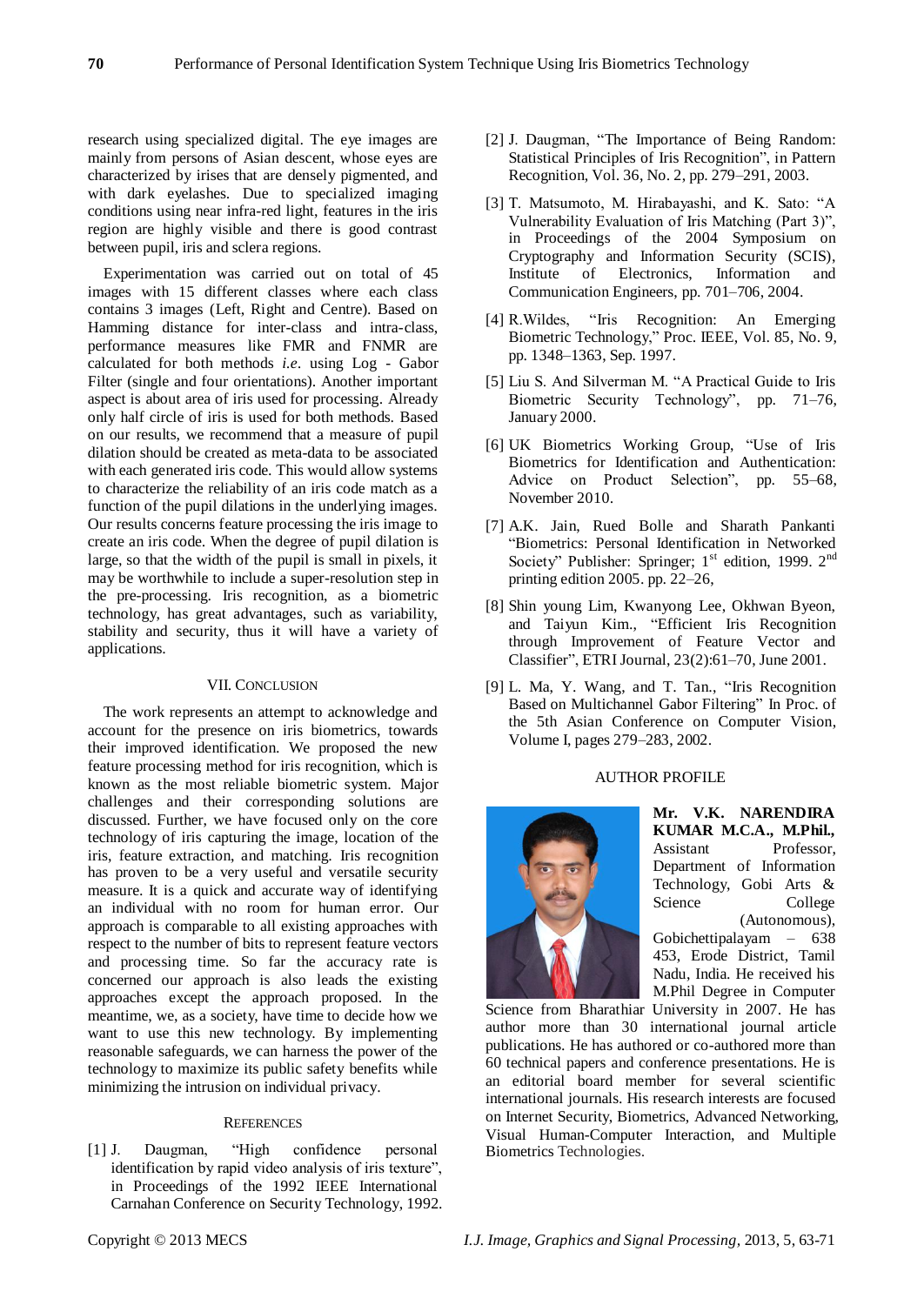research using specialized digital. The eye images are mainly from persons of Asian descent, whose eyes are characterized by irises that are densely pigmented, and with dark eyelashes. Due to specialized imaging conditions using near infra-red light, features in the iris region are highly visible and there is good contrast between pupil, iris and sclera regions.

Experimentation was carried out on total of 45 images with 15 different classes where each class contains 3 images (Left, Right and Centre). Based on Hamming distance for inter-class and intra-class, performance measures like FMR and FNMR are calculated for both methods *i.e*. using Log - Gabor Filter (single and four orientations). Another important aspect is about area of iris used for processing. Already only half circle of iris is used for both methods. Based on our results, we recommend that a measure of pupil dilation should be created as meta-data to be associated with each generated iris code. This would allow systems to characterize the reliability of an iris code match as a function of the pupil dilations in the underlying images. Our results concerns feature processing the iris image to create an iris code. When the degree of pupil dilation is large, so that the width of the pupil is small in pixels, it may be worthwhile to include a super-resolution step in the pre-processing. Iris recognition, as a biometric technology, has great advantages, such as variability, stability and security, thus it will have a variety of applications.

## VII. Conclusion

The work represents an attempt to acknowledge and account for the presence on iris biometrics, towards their improved identification. We proposed the new feature processing method for iris recognition, which is known as the most reliable biometric system. Major challenges and their corresponding solutions are discussed. Further, we have focused only on the core technology of iris capturing the image, location of the iris, feature extraction, and matching. Iris recognition has proven to be a very useful and versatile security measure. It is a quick and accurate way of identifying an individual with no room for human error. Our approach is comparable to all existing approaches with respect to the number of bits to represent feature vectors and processing time. So far the accuracy rate is concerned our approach is also leads the existing approaches except the approach proposed. In the meantime, we, as a society, have time to decide how we want to use this new technology. By implementing reasonable safeguards, we can harness the power of the technology to maximize its public safety benefits while minimizing the intrusion on individual privacy.

## References

[1] J. Daugman, "High confidence personal identification by rapid video analysis of iris texture", in Proceedings of the 1992 IEEE International Carnahan Conference on Security Technology, 1992.

[2] J. Daugman, "The Importance of Being Random: Statistical Principles of Iris Recognition", in Pattern Recognition, Vol. 36, No. 2, pp. 279–291, 2003.

[3] T. Matsumoto, M. Hirabayashi, and K. Sato: "A Vulnerability Evaluation of Iris Matching (Part 3)", in Proceedings of the 2004 Symposium on Cryptography and Information Security (SCIS), Institute of Electronics, Information and Communication Engineers, pp. 701–706, 2004.

[4] R.Wildes, "Iris Recognition: An Emerging Biometric Technology," Proc. IEEE, Vol. 85, No. 9, pp. 1348–1363, Sep. 1997.

[5] Liu S. And Silverman M. "A Practical Guide to Iris Biometric Security Technology", pp. 71–76, January 2000.

[6] UK Biometrics Working Group, "Use of Iris Biometrics for Identification and Authentication: Advice on Product Selection", pp. 55–68, November 2010.

[7] A.K. Jain, Rued Bolle and Sharath Pankanti "Biometrics: Personal Identification in Networked Society" Publisher: Springer; 1st edition, 1999. 2nd printing edition 2005. pp. 22–26,

[8] Shin young Lim, Kwanyong Lee, Okhwan Byeon, and Taiyun Kim., "Efficient Iris Recognition through Improvement of Feature Vector and Classifier", ETRI Journal, 23(2):61–70, June 2001.

[9] L. Ma, Y. Wang, and T. Tan., "Iris Recognition Based on Multichannel Gabor Filtering" In Proc. of the 5th Asian Conference on Computer Vision, Volume I, pages 279–283, 2002.

## Author Profile

**Mr. V.K. NARENDIRA KUMAR M.C.A., M.Phil.,** Assistant Professor, Department of Information Technology, Gobi Arts & Science College (Autonomous), Gobichettipalayam – 638 453, Erode District, Tamil Nadu, India. He received his M.Phil Degree in Computer Science from Bharathiar University in 2007. He has author more than 30 international journal article publications. He has authored or co-authored more than 60 technical papers and conference presentations. He is an editorial board member for several scientific international journals. His research interests are focused on Internet Security, Biometrics, Advanced Networking, Visual Human-Computer Interaction, and Multiple Biometrics Technologies.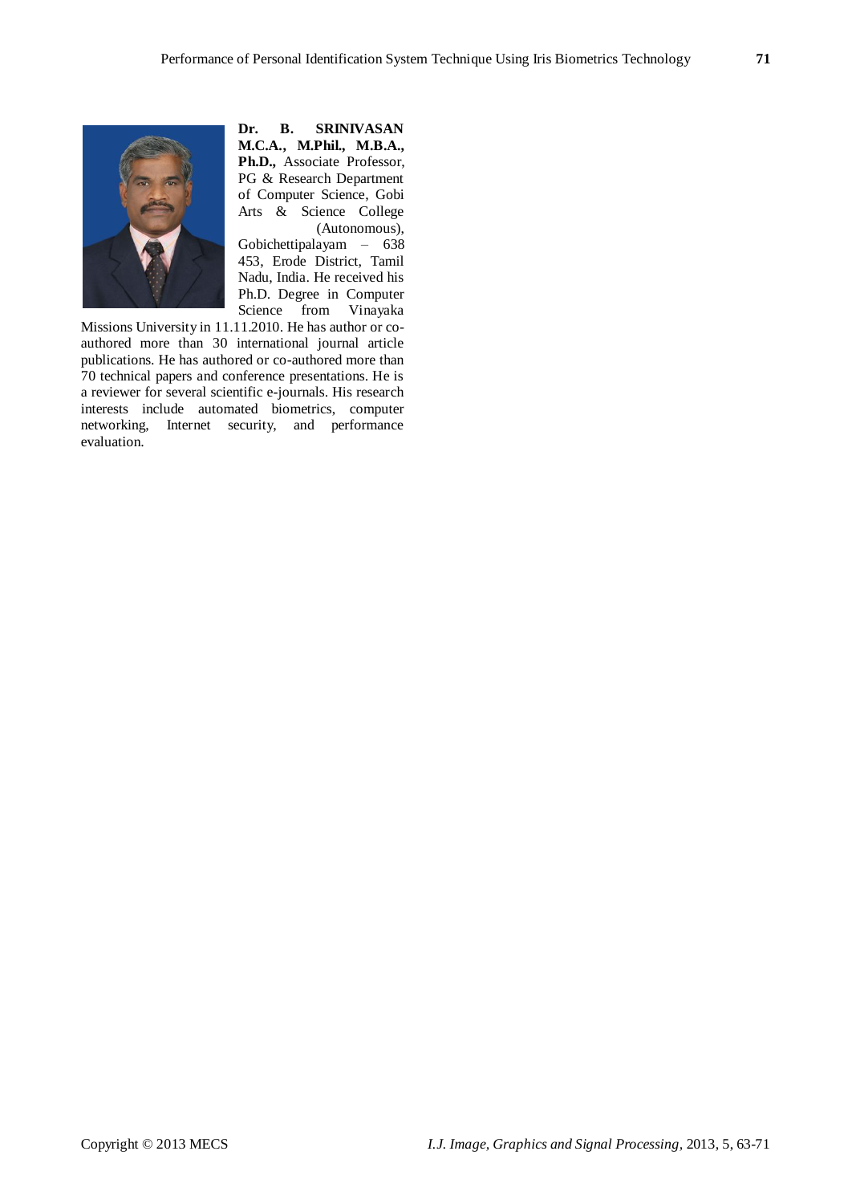**Dr. B. SRINIVASAN M.C.A., M.Phil., M.B.A., Ph.D.,** Associate Professor, PG & Research Department of Computer Science, Gobi Arts & Science College (Autonomous), Gobichettipalayam – 638 453, Erode District, Tamil Nadu, India. He received his Ph.D. Degree in Computer Science from Vinayaka Missions University in 11.11.2010. He has author or co-authored more than 30 international journal article publications. He has authored or co-authored more than 70 technical papers and conference presentations. He is a reviewer for several scientific e-journals. His research interests include automated biometrics, computer networking, Internet security, and performance evaluation.